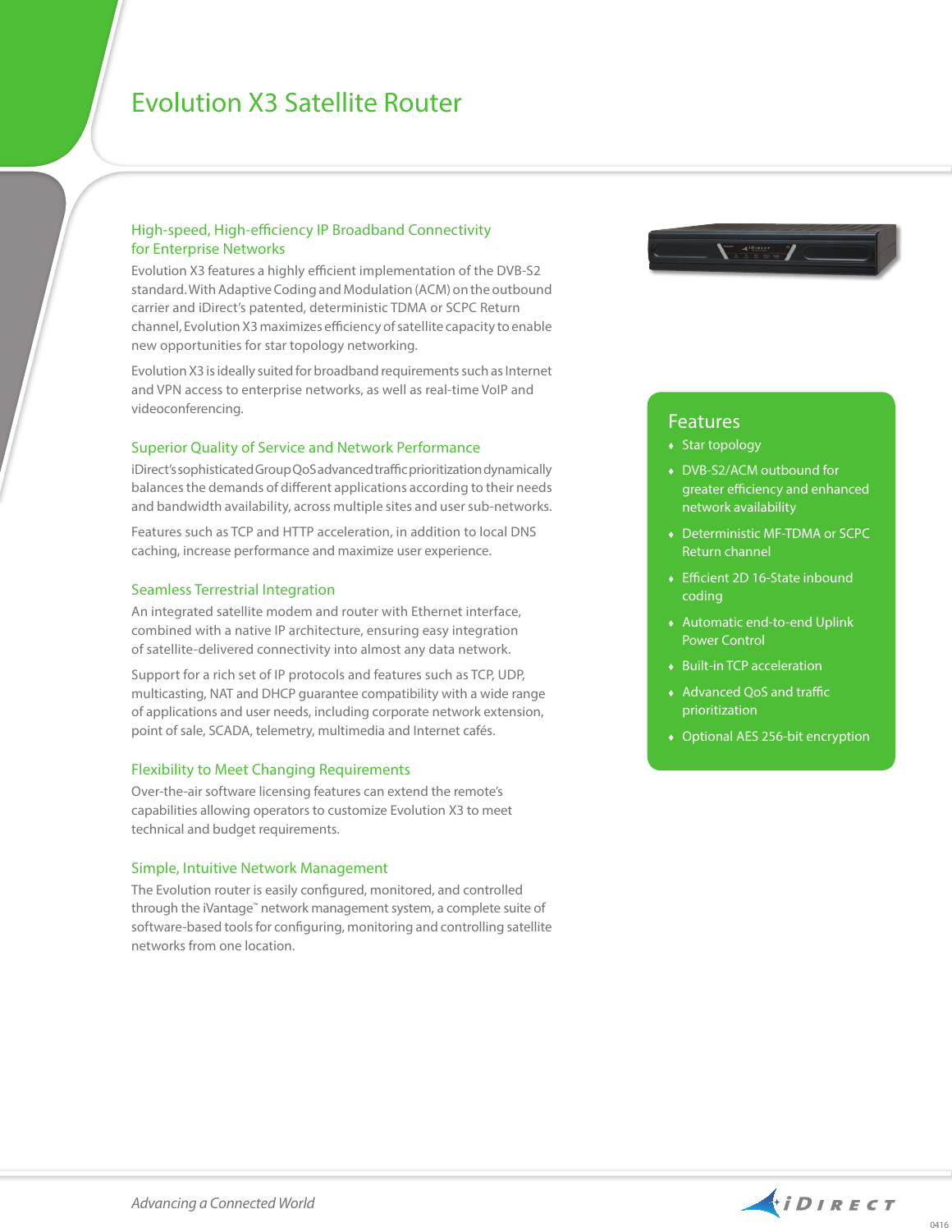# Evolution X3 Satellite Router

## High-speed, High-efficiency IP Broadband Connectivity for Enterprise Networks

Evolution X3 features a highly efficient implementation of the DVB-S2 standard. With Adaptive Coding and Modulation (ACM) on the outbound carrier and iDirect's patented, deterministic TDMA or SCPC Return channel, Evolution X3 maximizes efficiency of satellite capacity to enable new opportunities for star topology networking.

Evolution X3 is ideally suited for broadband requirements such as Internet and VPN access to enterprise networks, as well as real-time VoIP and videoconferencing.

## Superior Quality of Service and Network Performance

iDirect's sophisticated Group QoS advanced traffic prioritization dynamically balances the demands of different applications according to their needs and bandwidth availability, across multiple sites and user sub-networks.

Features such as TCP and HTTP acceleration, in addition to local DNS caching, increase performance and maximize user experience.

## Seamless Terrestrial Integration

An integrated satellite modem and router with Ethernet interface, combined with a native IP architecture, ensuring easy integration of satellite-delivered connectivity into almost any data network.

Support for a rich set of IP protocols and features such as TCP, UDP, multicasting, NAT and DHCP guarantee compatibility with a wide range of applications and user needs, including corporate network extension, point of sale, SCADA, telemetry, multimedia and Internet cafés.

## Flexibility to Meet Changing Requirements

Over-the-air software licensing features can extend the remote's capabilities allowing operators to customize Evolution X3 to meet technical and budget requirements.

## Simple, Intuitive Network Management

The Evolution router is easily configured, monitored, and controlled through the iVantage™ network management system, a complete suite of software-based tools for configuring, monitoring and controlling satellite networks from one location.

## Features

- Star topology
- DVB-S2/ACM outbound for greater efficiency and enhanced network availability
- Deterministic MF-TDMA or SCPC Return channel
- Efficient 2D 16-State inbound coding
- Automatic end-to-end Uplink Power Control
- Built-in TCP acceleration
- Advanced QoS and traffic prioritization
- Optional AES 256-bit encryption

*Advancing a Connected World*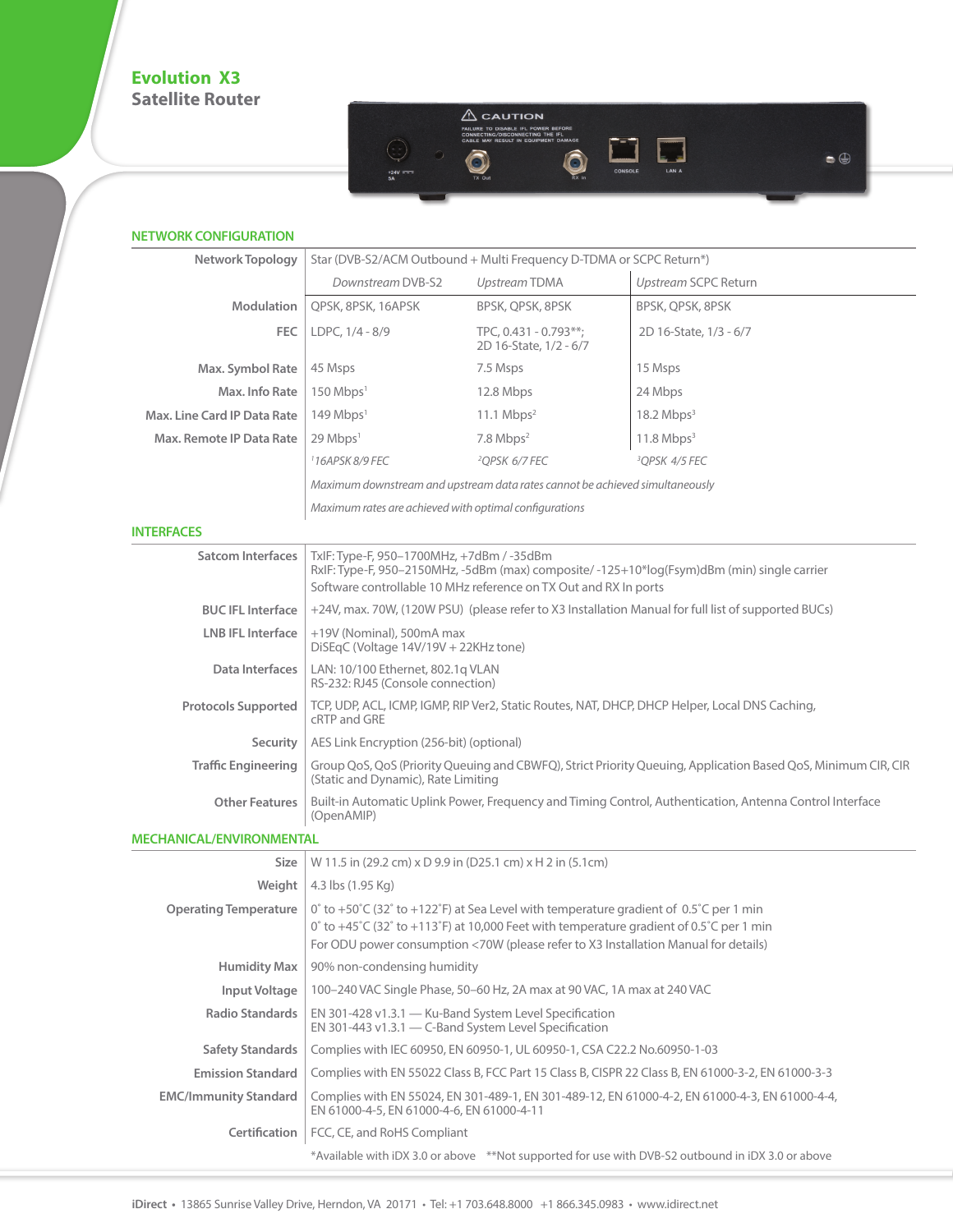# Evolution X3

## Satellite Router

### NETWORK CONFIGURATION

| | | | |
|---|---|---|---|
| Network Topology | Star (DVB-S2/ACM Outbound + Multi Frequency D-TDMA or SCPC Return*) | | |
| | *Downstream* DVB-S2 | *Upstream* TDMA | *Upstream* SCPC Return |
| Modulation | QPSK, 8PSK, 16APSK | BPSK, QPSK, 8PSK | BPSK, QPSK, 8PSK |
| FEC | LDPC, 1/4 - 8/9 | TPC, 0.431 - 0.793**; 2D 16-State, 1/2 - 6/7 | 2D 16-State, 1/3 - 6/7 |
| Max. Symbol Rate | 45 Msps | 7.5 Msps | 15 Msps |
| Max. Info Rate | 150 Mbps[1] | 12.8 Mbps | 24 Mbps |
| Max. Line Card IP Data Rate | 149 Mbps[1] | 11.1 Mbps[2] | 18.2 Mbps[3] |
| Max. Remote IP Data Rate | 29 Mbps[1] | 7.8 Mbps[2] | 11.8 Mbps[3] |
| | *[1]16APSK 8/9 FEC* | *[2]QPSK 6/7 FEC* | *[3]QPSK 4/5 FEC* |
| | *Maximum downstream and upstream data rates cannot be achieved simultaneously* | | |
| | *Maximum rates are achieved with optimal configurations* | | |

### INTERFACES

| | |
|---|---|
| Satcom Interfaces | TxIF: Type-F, 950–1700MHz, +7dBm / -35dBm<br>RxIF: Type-F, 950–2150MHz, -5dBm (max) composite/ -125+10*log(Fsym)dBm (min) single carrier<br>Software controllable 10 MHz reference on TX Out and RX In ports |
| BUC IFL Interface | +24V, max. 70W, (120W PSU) (please refer to X3 Installation Manual for full list of supported BUCs) |
| LNB IFL Interface | +19V (Nominal), 500mA max<br>DiSEqC (Voltage 14V/19V + 22KHz tone) |
| Data Interfaces | LAN: 10/100 Ethernet, 802.1q VLAN<br>RS-232: RJ45 (Console connection) |
| Protocols Supported | TCP, UDP, ACL, ICMP, IGMP, RIP Ver2, Static Routes, NAT, DHCP, DHCP Helper, Local DNS Caching, cRTP and GRE |
| Security | AES Link Encryption (256-bit) (optional) |
| Traffic Engineering | Group QoS, QoS (Priority Queuing and CBWFQ), Strict Priority Queuing, Application Based QoS, Minimum CIR, CIR (Static and Dynamic), Rate Limiting |
| Other Features | Built-in Automatic Uplink Power, Frequency and Timing Control, Authentication, Antenna Control Interface (OpenAMIP) |

### MECHANICAL/ENVIRONMENTAL

| | |
|---|---|
| Size | W 11.5 in (29.2 cm) x D 9.9 in (D25.1 cm) x H 2 in (5.1cm) |
| Weight | 4.3 lbs (1.95 Kg) |
| Operating Temperature | 0˚ to +50˚C (32˚ to +122˚F) at Sea Level with temperature gradient of 0.5˚C per 1 min<br>0˚ to +45˚C (32˚ to +113˚F) at 10,000 Feet with temperature gradient of 0.5˚C per 1 min<br>For ODU power consumption <70W (please refer to X3 Installation Manual for details) |
| Humidity Max | 90% non-condensing humidity |
| Input Voltage | 100–240 VAC Single Phase, 50–60 Hz, 2A max at 90 VAC, 1A max at 240 VAC |
| Radio Standards | EN 301-428 v1.3.1 — Ku-Band System Level Specification<br>EN 301-443 v1.3.1 — C-Band System Level Specification |
| Safety Standards | Complies with IEC 60950, EN 60950-1, UL 60950-1, CSA C22.2 No.60950-1-03 |
| Emission Standard | Complies with EN 55022 Class B, FCC Part 15 Class B, CISPR 22 Class B, EN 61000-3-2, EN 61000-3-3 |
| EMC/Immunity Standard | Complies with EN 55024, EN 301-489-1, EN 301-489-12, EN 61000-4-2, EN 61000-4-3, EN 61000-4-4, EN 61000-4-5, EN 61000-4-6, EN 61000-4-11 |
| Certification | FCC, CE, and RoHS Compliant |

*Available with iDX 3.0 or above **Not supported for use with DVB-S2 outbound in iDX 3.0 or above

**iDirect** • 13865 Sunrise Valley Drive, Herndon, VA 20171 • Tel: +1 703.648.8000 +1 866.345.0983 • www.idirect.net